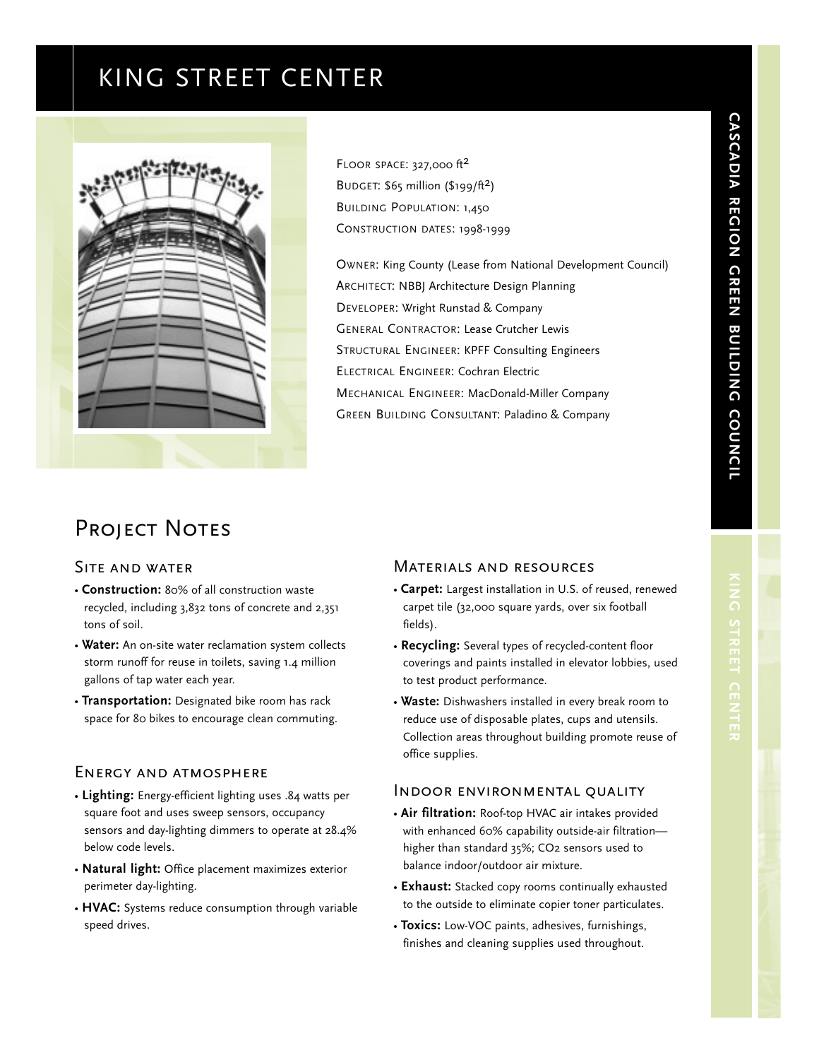# KING STREET CENTER

FLOOR SPACE: 327,000 ft$^2$
BUDGET: \$65 million (\$199/ft$^2$)
BUILDING POPULATION: 1,450
CONSTRUCTION DATES: 1998-1999

OWNER: King County (Lease from National Development Council)
ARCHITECT: NBBJ Architecture Design Planning
DEVELOPER: Wright Runstad & Company
GENERAL CONTRACTOR: Lease Crutcher Lewis
STRUCTURAL ENGINEER: KPFF Consulting Engineers
ELECTRICAL ENGINEER: Cochran Electric
MECHANICAL ENGINEER: MacDonald-Miller Company
GREEN BUILDING CONSULTANT: Paladino & Company

## PROJECT NOTES

### SITE AND WATER

- **Construction:** 80% of all construction waste recycled, including 3,832 tons of concrete and 2,351 tons of soil.
- **Water:** An on-site water reclamation system collects storm runoff for reuse in toilets, saving 1.4 million gallons of tap water each year.
- **Transportation:** Designated bike room has rack space for 80 bikes to encourage clean commuting.

### ENERGY AND ATMOSPHERE

- **Lighting:** Energy-efficient lighting uses .84 watts per square foot and uses sweep sensors, occupancy sensors and day-lighting dimmers to operate at 28.4% below code levels.
- **Natural light:** Office placement maximizes exterior perimeter day-lighting.
- **HVAC:** Systems reduce consumption through variable speed drives.

### MATERIALS AND RESOURCES

- **Carpet:** Largest installation in U.S. of reused, renewed carpet tile (32,000 square yards, over six football fields).
- **Recycling:** Several types of recycled-content floor coverings and paints installed in elevator lobbies, used to test product performance.
- **Waste:** Dishwashers installed in every break room to reduce use of disposable plates, cups and utensils. Collection areas throughout building promote reuse of office supplies.

### INDOOR ENVIRONMENTAL QUALITY

- **Air filtration:** Roof-top HVAC air intakes provided with enhanced 60% capability outside-air filtration—higher than standard 35%; $CO_2$ sensors used to balance indoor/outdoor air mixture.
- **Exhaust:** Stacked copy rooms continually exhausted to the outside to eliminate copier toner particulates.
- **Toxics:** Low-VOC paints, adhesives, furnishings, finishes and cleaning supplies used throughout.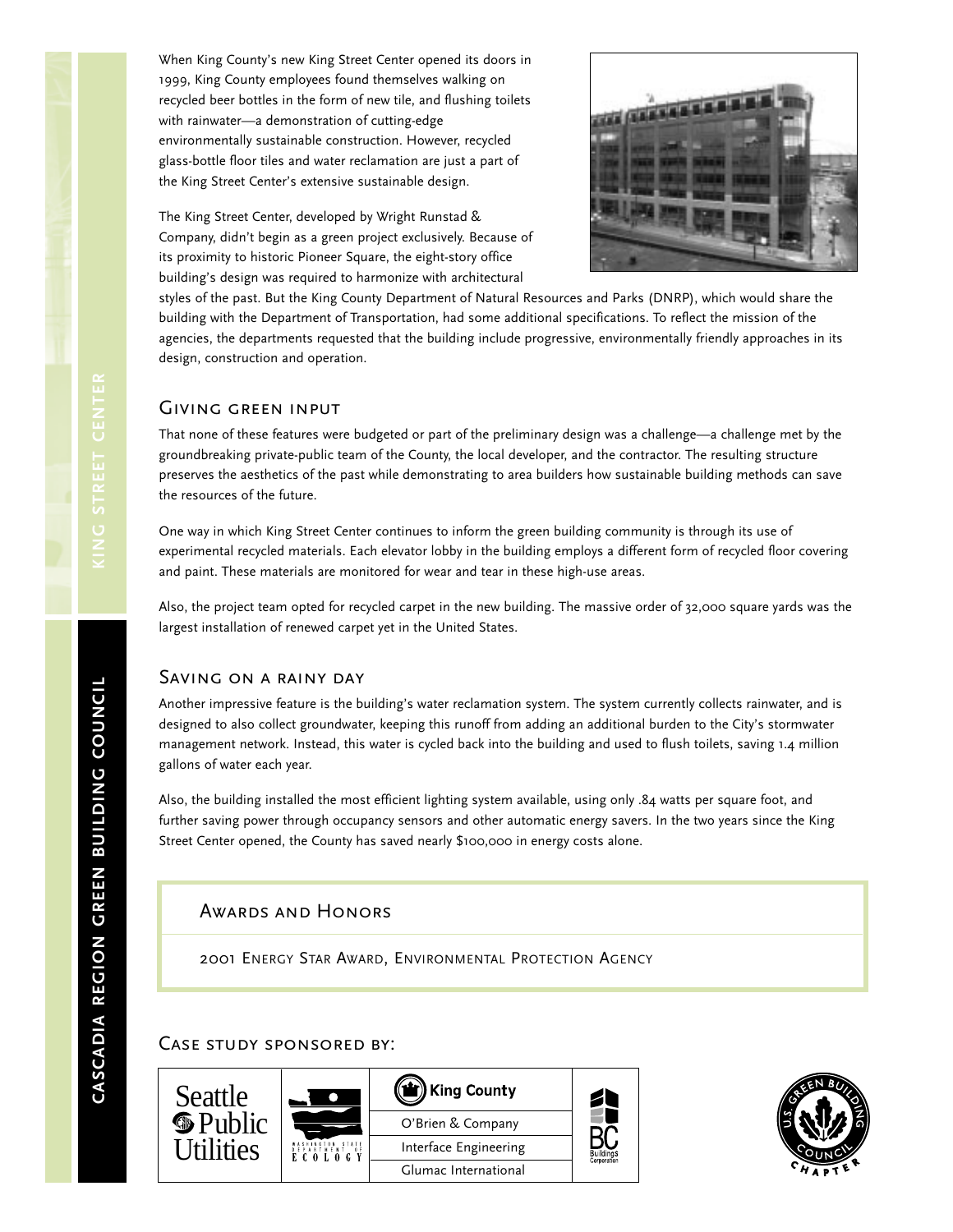When King County's new King Street Center opened its doors in 1999, King County employees found themselves walking on recycled beer bottles in the form of new tile, and flushing toilets with rainwater—a demonstration of cutting-edge environmentally sustainable construction. However, recycled glass-bottle floor tiles and water reclamation are just a part of the King Street Center's extensive sustainable design.

The King Street Center, developed by Wright Runstad & Company, didn't begin as a green project exclusively. Because of its proximity to historic Pioneer Square, the eight-story office building's design was required to harmonize with architectural styles of the past. But the King County Department of Natural Resources and Parks (DNRP), which would share the building with the Department of Transportation, had some additional specifications. To reflect the mission of the agencies, the departments requested that the building include progressive, environmentally friendly approaches in its design, construction and operation.

## Giving green input

That none of these features were budgeted or part of the preliminary design was a challenge—a challenge met by the groundbreaking private-public team of the County, the local developer, and the contractor. The resulting structure preserves the aesthetics of the past while demonstrating to area builders how sustainable building methods can save the resources of the future.

One way in which King Street Center continues to inform the green building community is through its use of experimental recycled materials. Each elevator lobby in the building employs a different form of recycled floor covering and paint. These materials are monitored for wear and tear in these high-use areas.

Also, the project team opted for recycled carpet in the new building. The massive order of 32,000 square yards was the largest installation of renewed carpet yet in the United States.

## Saving on a rainy day

Another impressive feature is the building's water reclamation system. The system currently collects rainwater, and is designed to also collect groundwater, keeping this runoff from adding an additional burden to the City's stormwater management network. Instead, this water is cycled back into the building and used to flush toilets, saving 1.4 million gallons of water each year.

Also, the building installed the most efficient lighting system available, using only .84 watts per square foot, and further saving power through occupancy sensors and other automatic energy savers. In the two years since the King Street Center opened, the County has saved nearly $100,000 in energy costs alone.

## Awards and Honors

2001 Energy Star Award, Environmental Protection Agency

## Case study sponsored by:

Seattle Public Utilities

Washington State Department of Ecology

King County

O'Brien & Company

Interface Engineering

Glumac International

BC Buildings Corporation

U.S. Green Building Council Chapter

Cascadia Region Green Building Council

King Street Center